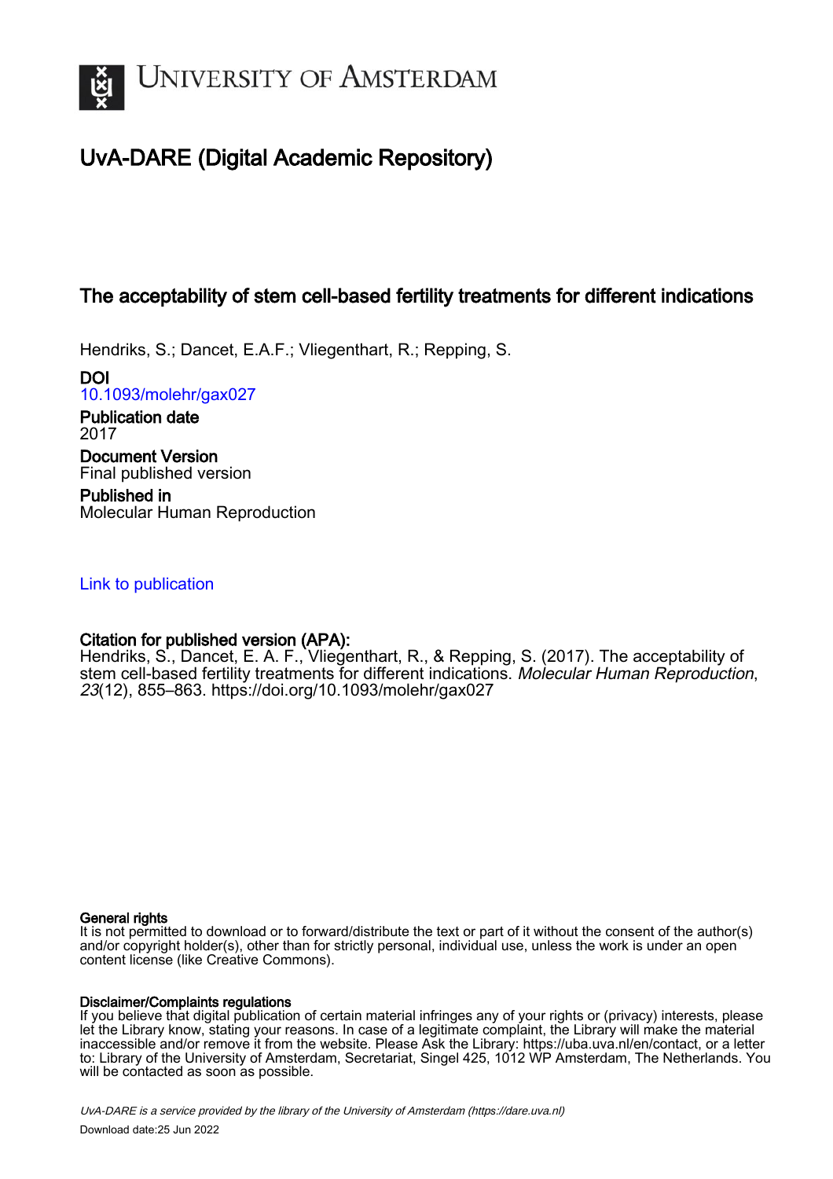# UNIVERSITY OF AMSTERDAM

## UvA-DARE (Digital Academic Repository)

### The acceptability of stem cell-based fertility treatments for different indications

Hendriks, S.; Dancet, E.A.F.; Vliegenthart, R.; Repping, S.

**DOI**
10.1093/molehr/gax027

**Publication date**
2017

**Document Version**
Final published version

**Published in**
Molecular Human Reproduction

Link to publication

**Citation for published version (APA):**
Hendriks, S., Dancet, E. A. F., Vliegenthart, R., & Repping, S. (2017). The acceptability of stem cell-based fertility treatments for different indications. *Molecular Human Reproduction*, *23*(12), 855–863. https://doi.org/10.1093/molehr/gax027

**General rights**
It is not permitted to download or to forward/distribute the text or part of it without the consent of the author(s) and/or copyright holder(s), other than for strictly personal, individual use, unless the work is under an open content license (like Creative Commons).

**Disclaimer/Complaints regulations**
If you believe that digital publication of certain material infringes any of your rights or (privacy) interests, please let the Library know, stating your reasons. In case of a legitimate complaint, the Library will make the material inaccessible and/or remove it from the website. Please Ask the Library: https://uba.uva.nl/en/contact, or a letter to: Library of the University of Amsterdam, Secretariat, Singel 425, 1012 WP Amsterdam, The Netherlands. You will be contacted as soon as possible.

*UvA-DARE is a service provided by the library of the University of Amsterdam (https://dare.uva.nl)*

Download date:25 Jun 2022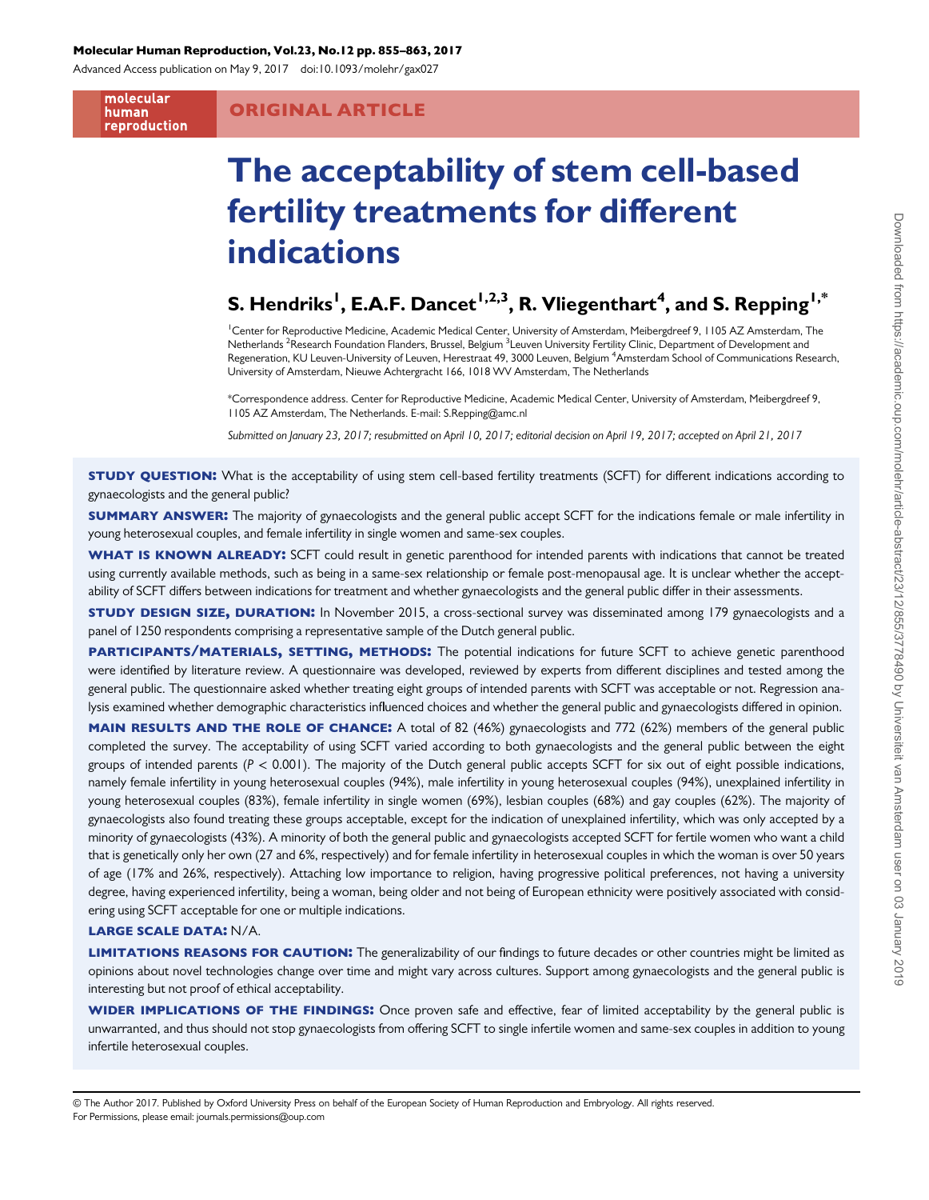**Molecular Human Reproduction, Vol.23, No.12 pp. 855–863, 2017**

Advanced Access publication on May 9, 2017 doi:10.1093/molehr/gax027

molecular human reproduction

**ORIGINAL ARTICLE**

# The acceptability of stem cell-based fertility treatments for different indications

## S. Hendriks[1], E.A.F. Dancet[1,2,3], R. Vliegenthart[4], and S. Repping[1,*]

[1]Center for Reproductive Medicine, Academic Medical Center, University of Amsterdam, Meibergdreef 9, 1105 AZ Amsterdam, The Netherlands [2]Research Foundation Flanders, Brussel, Belgium [3]Leuven University Fertility Clinic, Department of Development and Regeneration, KU Leuven-University of Leuven, Herestraat 49, 3000 Leuven, Belgium [4]Amsterdam School of Communications Research, University of Amsterdam, Nieuwe Achtergracht 166, 1018 WV Amsterdam, The Netherlands

*Correspondence address. Center for Reproductive Medicine, Academic Medical Center, University of Amsterdam, Meibergdreef 9, 1105 AZ Amsterdam, The Netherlands. E-mail: S.Repping@amc.nl

*Submitted on January 23, 2017; resubmitted on April 10, 2017; editorial decision on April 19, 2017; accepted on April 21, 2017*

**STUDY QUESTION:** What is the acceptability of using stem cell-based fertility treatments (SCFT) for different indications according to gynaecologists and the general public?

**SUMMARY ANSWER:** The majority of gynaecologists and the general public accept SCFT for the indications female or male infertility in young heterosexual couples, and female infertility in single women and same-sex couples.

**WHAT IS KNOWN ALREADY:** SCFT could result in genetic parenthood for intended parents with indications that cannot be treated using currently available methods, such as being in a same-sex relationship or female post-menopausal age. It is unclear whether the acceptability of SCFT differs between indications for treatment and whether gynaecologists and the general public differ in their assessments.

**STUDY DESIGN SIZE, DURATION:** In November 2015, a cross-sectional survey was disseminated among 179 gynaecologists and a panel of 1250 respondents comprising a representative sample of the Dutch general public.

**PARTICIPANTS/MATERIALS, SETTING, METHODS:** The potential indications for future SCFT to achieve genetic parenthood were identified by literature review. A questionnaire was developed, reviewed by experts from different disciplines and tested among the general public. The questionnaire asked whether treating eight groups of intended parents with SCFT was acceptable or not. Regression analysis examined whether demographic characteristics influenced choices and whether the general public and gynaecologists differed in opinion.

**MAIN RESULTS AND THE ROLE OF CHANCE:** A total of 82 (46%) gynaecologists and 772 (62%) members of the general public completed the survey. The acceptability of using SCFT varied according to both gynaecologists and the general public between the eight groups of intended parents ($P < 0.001$). The majority of the Dutch general public accepts SCFT for six out of eight possible indications, namely female infertility in young heterosexual couples (94%), male infertility in young heterosexual couples (94%), unexplained infertility in young heterosexual couples (83%), female infertility in single women (69%), lesbian couples (68%) and gay couples (62%). The majority of gynaecologists also found treating these groups acceptable, except for the indication of unexplained infertility, which was only accepted by a minority of gynaecologists (43%). A minority of both the general public and gynaecologists accepted SCFT for fertile women who want a child that is genetically only her own (27 and 6%, respectively) and for female infertility in heterosexual couples in which the woman is over 50 years of age (17% and 26%, respectively). Attaching low importance to religion, having progressive political preferences, not having a university degree, having experienced infertility, being a woman, being older and not being of European ethnicity were positively associated with considering using SCFT acceptable for one or multiple indications.

**LARGE SCALE DATA:** N/A.

**LIMITATIONS REASONS FOR CAUTION:** The generalizability of our findings to future decades or other countries might be limited as opinions about novel technologies change over time and might vary across cultures. Support among gynaecologists and the general public is interesting but not proof of ethical acceptability.

**WIDER IMPLICATIONS OF THE FINDINGS:** Once proven safe and effective, fear of limited acceptability by the general public is unwarranted, and thus should not stop gynaecologists from offering SCFT to single infertile women and same-sex couples in addition to young infertile heterosexual couples.

© The Author 2017. Published by Oxford University Press on behalf of the European Society of Human Reproduction and Embryology. All rights reserved. For Permissions, please email: journals.permissions@oup.com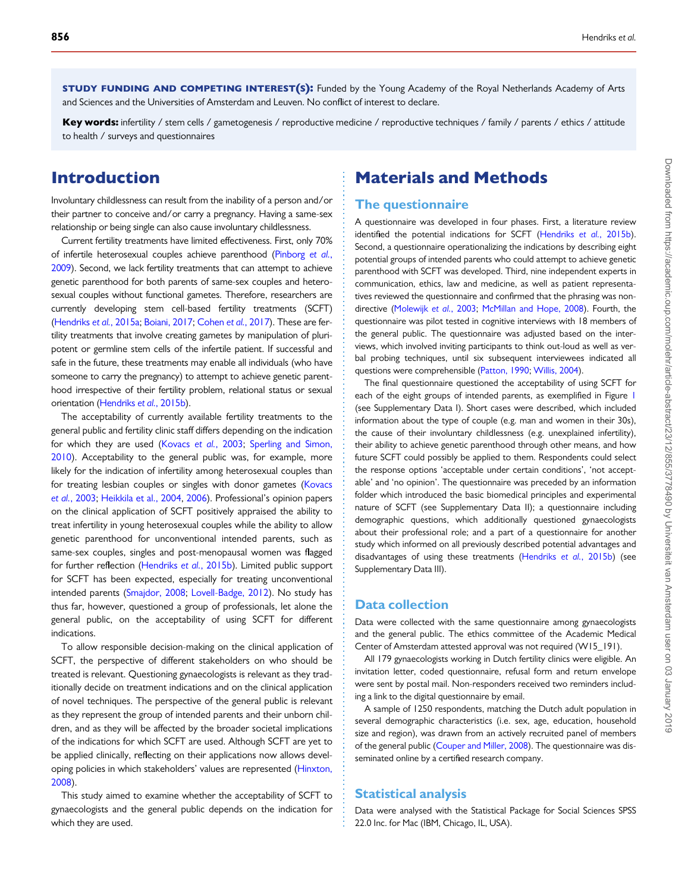**STUDY FUNDING AND COMPETING INTEREST(S):** Funded by the Young Academy of the Royal Netherlands Academy of Arts and Sciences and the Universities of Amsterdam and Leuven. No conflict of interest to declare.

**Key words:** infertility / stem cells / gametogenesis / reproductive medicine / reproductive techniques / family / parents / ethics / attitude to health / surveys and questionnaires

# Introduction

Involuntary childlessness can result from the inability of a person and/or their partner to conceive and/or carry a pregnancy. Having a same-sex relationship or being single can also cause involuntary childlessness.

Current fertility treatments have limited effectiveness. First, only 70% of infertile heterosexual couples achieve parenthood (Pinborg *et al.*, 2009). Second, we lack fertility treatments that can attempt to achieve genetic parenthood for both parents of same-sex couples and heterosexual couples without functional gametes. Therefore, researchers are currently developing stem cell-based fertility treatments (SCFT) (Hendriks *et al.*, 2015a; Boiani, 2017; Cohen *et al.*, 2017). These are fertility treatments that involve creating gametes by manipulation of pluripotent or germline stem cells of the infertile patient. If successful and safe in the future, these treatments may enable all individuals (who have someone to carry the pregnancy) to attempt to achieve genetic parenthood irrespective of their fertility problem, relational status or sexual orientation (Hendriks *et al.*, 2015b).

The acceptability of currently available fertility treatments to the general public and fertility clinic staff differs depending on the indication for which they are used (Kovacs *et al.*, 2003; Sperling and Simon, 2010). Acceptability to the general public was, for example, more likely for the indication of infertility among heterosexual couples than for treating lesbian couples or singles with donor gametes (Kovacs *et al.*, 2003; Heikkila et al., 2004, 2006). Professional's opinion papers on the clinical application of SCFT positively appraised the ability to treat infertility in young heterosexual couples while the ability to allow genetic parenthood for unconventional intended parents, such as same-sex couples, singles and post-menopausal women was flagged for further reflection (Hendriks *et al.*, 2015b). Limited public support for SCFT has been expected, especially for treating unconventional intended parents (Smajdor, 2008; Lovell-Badge, 2012). No study has thus far, however, questioned a group of professionals, let alone the general public, on the acceptability of using SCFT for different indications.

To allow responsible decision-making on the clinical application of SCFT, the perspective of different stakeholders on who should be treated is relevant. Questioning gynaecologists is relevant as they traditionally decide on treatment indications and on the clinical application of novel techniques. The perspective of the general public is relevant as they represent the group of intended parents and their unborn children, and as they will be affected by the broader societal implications of the indications for which SCFT are used. Although SCFT are yet to be applied clinically, reflecting on their applications now allows developing policies in which stakeholders' values are represented (Hinxton, 2008).

This study aimed to examine whether the acceptability of SCFT to gynaecologists and the general public depends on the indication for which they are used.

# Materials and Methods

## The questionnaire

A questionnaire was developed in four phases. First, a literature review identified the potential indications for SCFT (Hendriks *et al.*, 2015b). Second, a questionnaire operationalizing the indications by describing eight potential groups of intended parents who could attempt to achieve genetic parenthood with SCFT was developed. Third, nine independent experts in communication, ethics, law and medicine, as well as patient representatives reviewed the questionnaire and confirmed that the phrasing was non-directive (Molewijk *et al.*, 2003; McMillan and Hope, 2008). Fourth, the questionnaire was pilot tested in cognitive interviews with 18 members of the general public. The questionnaire was adjusted based on the interviews, which involved inviting participants to think out-loud as well as verbal probing techniques, until six subsequent interviewees indicated all questions were comprehensible (Patton, 1990; Willis, 2004).

The final questionnaire questioned the acceptability of using SCFT for each of the eight groups of intended parents, as exemplified in Figure 1 (see Supplementary Data I). Short cases were described, which included information about the type of couple (e.g. man and women in their 30s), the cause of their involuntary childlessness (e.g. unexplained infertility), their ability to achieve genetic parenthood through other means, and how future SCFT could possibly be applied to them. Respondents could select the response options 'acceptable under certain conditions', 'not acceptable' and 'no opinion'. The questionnaire was preceded by an information folder which introduced the basic biomedical principles and experimental nature of SCFT (see Supplementary Data II); a questionnaire including demographic questions, which additionally questioned gynaecologists about their professional role; and a part of a questionnaire for another study which informed on all previously described potential advantages and disadvantages of using these treatments (Hendriks *et al.*, 2015b) (see Supplementary Data III).

## Data collection

Data were collected with the same questionnaire among gynaecologists and the general public. The ethics committee of the Academic Medical Center of Amsterdam attested approval was not required (W15_191).

All 179 gynaecologists working in Dutch fertility clinics were eligible. An invitation letter, coded questionnaire, refusal form and return envelope were sent by postal mail. Non-responders received two reminders including a link to the digital questionnaire by email.

A sample of 1250 respondents, matching the Dutch adult population in several demographic characteristics (i.e. sex, age, education, household size and region), was drawn from an actively recruited panel of members of the general public (Couper and Miller, 2008). The questionnaire was disseminated online by a certified research company.

## Statistical analysis

Data were analysed with the Statistical Package for Social Sciences SPSS 22.0 Inc. for Mac (IBM, Chicago, IL, USA).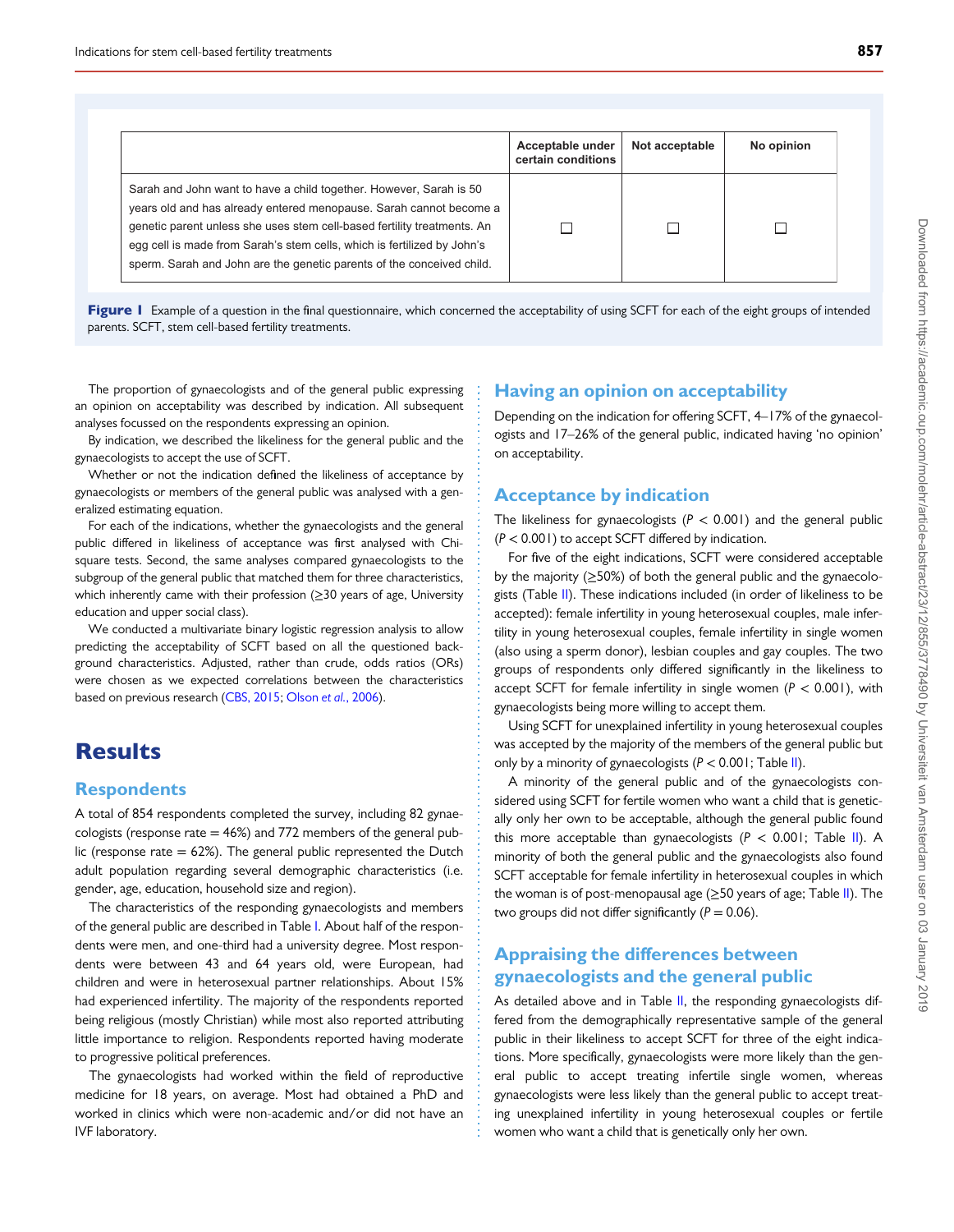| | Acceptable under certain conditions | Not acceptable | No opinion |
|---|---|---|---|
| Sarah and John want to have a child together. However, Sarah is 50 years old and has already entered menopause. Sarah cannot become a genetic parent unless she uses stem cell-based fertility treatments. An egg cell is made from Sarah's stem cells, which is fertilized by John's sperm. Sarah and John are the genetic parents of the conceived child. | ☐ | ☐ | ☐ |

**Figure 1** Example of a question in the final questionnaire, which concerned the acceptability of using SCFT for each of the eight groups of intended parents. SCFT, stem cell-based fertility treatments.

The proportion of gynaecologists and of the general public expressing an opinion on acceptability was described by indication. All subsequent analyses focussed on the respondents expressing an opinion.

By indication, we described the likeliness for the general public and the gynaecologists to accept the use of SCFT.

Whether or not the indication defined the likeliness of acceptance by gynaecologists or members of the general public was analysed with a generalized estimating equation.

For each of the indications, whether the gynaecologists and the general public differed in likeliness of acceptance was first analysed with Chi-square tests. Second, the same analyses compared gynaecologists to the subgroup of the general public that matched them for three characteristics, which inherently came with their profession (≥30 years of age, University education and upper social class).

We conducted a multivariate binary logistic regression analysis to allow predicting the acceptability of SCFT based on all the questioned background characteristics. Adjusted, rather than crude, odds ratios (ORs) were chosen as we expected correlations between the characteristics based on previous research (CBS, 2015; Olson *et al.*, 2006).

# Results

## Respondents

A total of 854 respondents completed the survey, including 82 gynaecologists (response rate = 46%) and 772 members of the general public (response rate = 62%). The general public represented the Dutch adult population regarding several demographic characteristics (i.e. gender, age, education, household size and region).

The characteristics of the responding gynaecologists and members of the general public are described in Table I. About half of the respondents were men, and one-third had a university degree. Most respondents were between 43 and 64 years old, were European, had children and were in heterosexual partner relationships. About 15% had experienced infertility. The majority of the respondents reported being religious (mostly Christian) while most also reported attributing little importance to religion. Respondents reported having moderate to progressive political preferences.

The gynaecologists had worked within the field of reproductive medicine for 18 years, on average. Most had obtained a PhD and worked in clinics which were non-academic and/or did not have an IVF laboratory.

## Having an opinion on acceptability

Depending on the indication for offering SCFT, 4–17% of the gynaecologists and 17–26% of the general public, indicated having 'no opinion' on acceptability.

## Acceptance by indication

The likeliness for gynaecologists ($P < 0.001$) and the general public ($P < 0.001$) to accept SCFT differed by indication.

For five of the eight indications, SCFT were considered acceptable by the majority (≥50%) of both the general public and the gynaecologists (Table II). These indications included (in order of likeliness to be accepted): female infertility in young heterosexual couples, male infertility in young heterosexual couples, female infertility in single women (also using a sperm donor), lesbian couples and gay couples. The two groups of respondents only differed significantly in the likeliness to accept SCFT for female infertility in single women ($P < 0.001$), with gynaecologists being more willing to accept them.

Using SCFT for unexplained infertility in young heterosexual couples was accepted by the majority of the members of the general public but only by a minority of gynaecologists ($P < 0.001$; Table II).

A minority of the general public and of the gynaecologists considered using SCFT for fertile women who want a child that is genetically only her own to be acceptable, although the general public found this more acceptable than gynaecologists ($P < 0.001$; Table II). A minority of both the general public and the gynaecologists also found SCFT acceptable for female infertility in heterosexual couples in which the woman is of post-menopausal age (≥50 years of age; Table II). The two groups did not differ significantly ($P = 0.06$).

## Appraising the differences between gynaecologists and the general public

As detailed above and in Table II, the responding gynaecologists differed from the demographically representative sample of the general public in their likeliness to accept SCFT for three of the eight indications. More specifically, gynaecologists were more likely than the general public to accept treating infertile single women, whereas gynaecologists were less likely than the general public to accept treating unexplained infertility in young heterosexual couples or fertile women who want a child that is genetically only her own.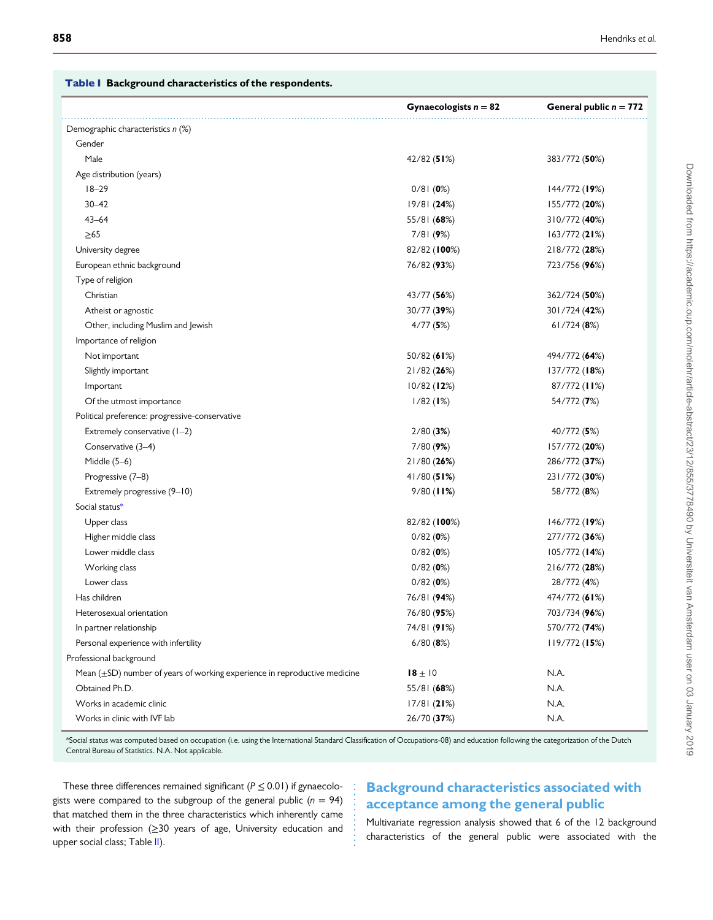**Table I** Background characteristics of the respondents.

| | Gynaecologists $n = 82$ | General public $n = 772$ |
|---|---|---|
| Demographic characteristics *n* (%) | | |
| Gender | | |
| Male | 42/82 (**51**%) | 383/772 (**50**%) |
| Age distribution (years) | | |
| 18–29 | 0/81 (**0**%) | 144/772 (**19**%) |
| 30–42 | 19/81 (**24**%) | 155/772 (**20**%) |
| 43–64 | 55/81 (**68**%) | 310/772 (**40**%) |
| ≥65 | 7/81 (**9**%) | 163/772 (**21**%) |
| University degree | 82/82 (**100**%) | 218/772 (**28**%) |
| European ethnic background | 76/82 (**93**%) | 723/756 (**96**%) |
| Type of religion | | |
| Christian | 43/77 (**56**%) | 362/724 (**50**%) |
| Atheist or agnostic | 30/77 (**39**%) | 301/724 (**42**%) |
| Other, including Muslim and Jewish | 4/77 (**5**%) | 61/724 (**8**%) |
| Importance of religion | | |
| Not important | 50/82 (**61**%) | 494/772 (**64**%) |
| Slightly important | 21/82 (**26**%) | 137/772 (**18**%) |
| Important | 10/82 (**12**%) | 87/772 (**11**%) |
| Of the utmost importance | 1/82 (**1**%) | 54/772 (**7**%) |
| Political preference: progressive-conservative | | |
| Extremely conservative (1–2) | 2/80 (**3**%) | 40/772 (**5**%) |
| Conservative (3–4) | 7/80 (**9**%) | 157/772 (**20**%) |
| Middle (5–6) | 21/80 (**26**%) | 286/772 (**37**%) |
| Progressive (7–8) | 41/80 (**51**%) | 231/772 (**30**%) |
| Extremely progressive (9–10) | 9/80 (**11**%) | 58/772 (**8**%) |
| Social status* | | |
| Upper class | 82/82 (**100**%) | 146/772 (**19**%) |
| Higher middle class | 0/82 (**0**%) | 277/772 (**36**%) |
| Lower middle class | 0/82 (**0**%) | 105/772 (**14**%) |
| Working class | 0/82 (**0**%) | 216/772 (**28**%) |
| Lower class | 0/82 (**0**%) | 28/772 (**4**%) |
| Has children | 76/81 (**94**%) | 474/772 (**61**%) |
| Heterosexual orientation | 76/80 (**95**%) | 703/734 (**96**%) |
| In partner relationship | 74/81 (**91**%) | 570/772 (**74**%) |
| Personal experience with infertility | 6/80 (**8**%) | 119/772 (**15**%) |
| Professional background | | |
| Mean (±SD) number of years of working experience in reproductive medicine | **18** ± 10 | N.A. |
| Obtained Ph.D. | 55/81 (**68**%) | N.A. |
| Works in academic clinic | 17/81 (**21**%) | N.A. |
| Works in clinic with IVF lab | 26/70 (**37**%) | N.A. |

*Social status was computed based on occupation (i.e. using the International Standard Classification of Occupations-08) and education following the categorization of the Dutch Central Bureau of Statistics. N.A. Not applicable.

These three differences remained significant ($P \leq 0.01$) if gynaecologists were compared to the subgroup of the general public ($n = 94$) that matched them in the three characteristics which inherently came with their profession (≥30 years of age, University education and upper social class; Table II).

## Background characteristics associated with acceptance among the general public

Multivariate regression analysis showed that 6 of the 12 background characteristics of the general public were associated with the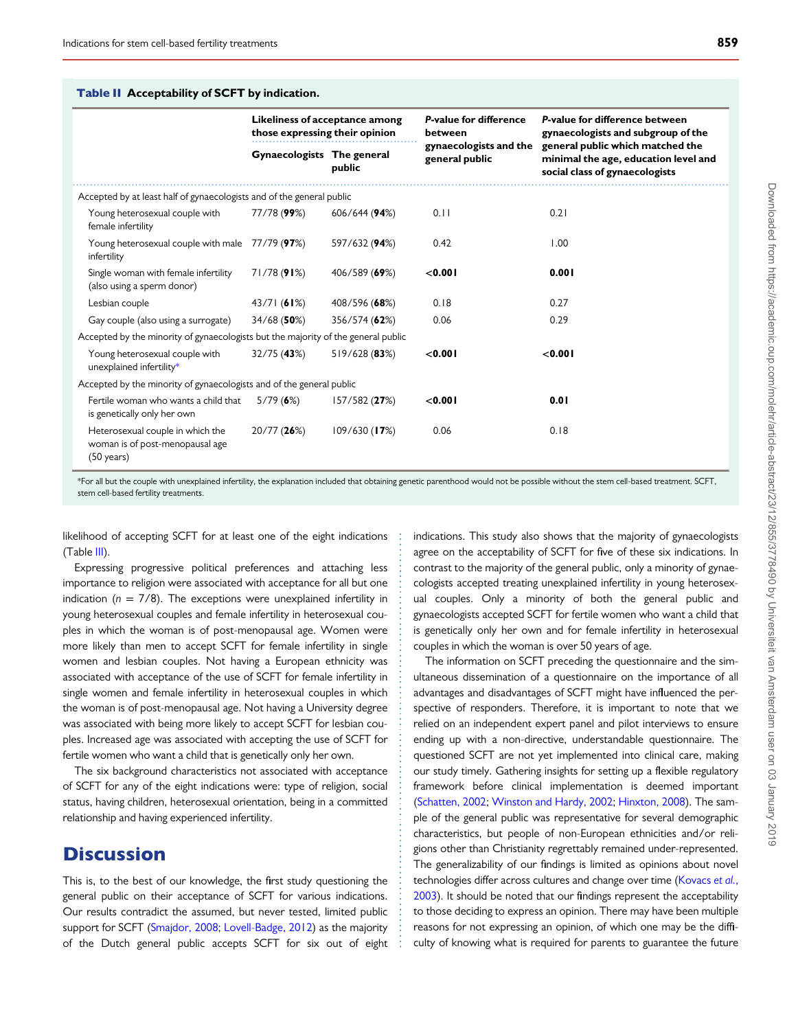**Table II** **Acceptability of SCFT by indication.**

| | Likeliness of acceptance among those expressing their opinion | | *P*-value for difference between gynaecologists and the general public | *P*-value for difference between gynaecologists and subgroup of the general public which matched the minimal the age, education level and social class of gynaecologists |
|---|---|---|---|---|
| | Gynaecologists | The general public | | |
| Accepted by at least half of gynaecologists and of the general public | | | | |
| Young heterosexual couple with female infertility | 77/78 (**99**%) | 606/644 (**94**%) | 0.11 | 0.21 |
| Young heterosexual couple with male infertility | 77/79 (**97**%) | 597/632 (**94**%) | 0.42 | 1.00 |
| Single woman with female infertility (also using a sperm donor) | 71/78 (**91**%) | 406/589 (**69**%) | **<0.001** | **0.001** |
| Lesbian couple | 43/71 (**61**%) | 408/596 (**68**%) | 0.18 | 0.27 |
| Gay couple (also using a surrogate) | 34/68 (**50**%) | 356/574 (**62**%) | 0.06 | 0.29 |
| Accepted by the minority of gynaecologists but the majority of the general public | | | | |
| Young heterosexual couple with unexplained infertility* | 32/75 (**43**%) | 519/628 (**83**%) | **<0.001** | **<0.001** |
| Accepted by the minority of gynaecologists and of the general public | | | | |
| Fertile woman who wants a child that is genetically only her own | 5/79 (**6**%) | 157/582 (**27**%) | **<0.001** | **0.01** |
| Heterosexual couple in which the woman is of post-menopausal age (50 years) | 20/77 (**26**%) | 109/630 (**17**%) | 0.06 | 0.18 |

*For all but the couple with unexplained infertility, the explanation included that obtaining genetic parenthood would not be possible without the stem cell-based treatment. SCFT, stem cell-based fertility treatments.

likelihood of accepting SCFT for at least one of the eight indications (Table III).

Expressing progressive political preferences and attaching less importance to religion were associated with acceptance for all but one indication ($n = 7/8$). The exceptions were unexplained infertility in young heterosexual couples and female infertility in heterosexual couples in which the woman is of post-menopausal age. Women were more likely than men to accept SCFT for female infertility in single women and lesbian couples. Not having a European ethnicity was associated with acceptance of the use of SCFT for female infertility in single women and female infertility in heterosexual couples in which the woman is of post-menopausal age. Not having a University degree was associated with being more likely to accept SCFT for lesbian couples. Increased age was associated with accepting the use of SCFT for fertile women who want a child that is genetically only her own.

The six background characteristics not associated with acceptance of SCFT for any of the eight indications were: type of religion, social status, having children, heterosexual orientation, being in a committed relationship and having experienced infertility.

# Discussion

This is, to the best of our knowledge, the first study questioning the general public on their acceptance of SCFT for various indications. Our results contradict the assumed, but never tested, limited public support for SCFT (Smajdor, 2008; Lovell-Badge, 2012) as the majority of the Dutch general public accepts SCFT for six out of eight indications. This study also shows that the majority of gynaecologists agree on the acceptability of SCFT for five of these six indications. In contrast to the majority of the general public, only a minority of gynaecologists accepted treating unexplained infertility in young heterosexual couples. Only a minority of both the general public and gynaecologists accepted SCFT for fertile women who want a child that is genetically only her own and for female infertility in heterosexual couples in which the woman is over 50 years of age.

The information on SCFT preceding the questionnaire and the simultaneous dissemination of a questionnaire on the importance of all advantages and disadvantages of SCFT might have influenced the perspective of responders. Therefore, it is important to note that we relied on an independent expert panel and pilot interviews to ensure ending up with a non-directive, understandable questionnaire. The questioned SCFT are not yet implemented into clinical care, making our study timely. Gathering insights for setting up a flexible regulatory framework before clinical implementation is deemed important (Schatten, 2002; Winston and Hardy, 2002; Hinxton, 2008). The sample of the general public was representative for several demographic characteristics, but people of non-European ethnicities and/or religions other than Christianity regrettably remained under-represented. The generalizability of our findings is limited as opinions about novel technologies differ across cultures and change over time (Kovacs *et al.*, 2003). It should be noted that our findings represent the acceptability to those deciding to express an opinion. There may have been multiple reasons for not expressing an opinion, of which one may be the difficulty of knowing what is required for parents to guarantee the future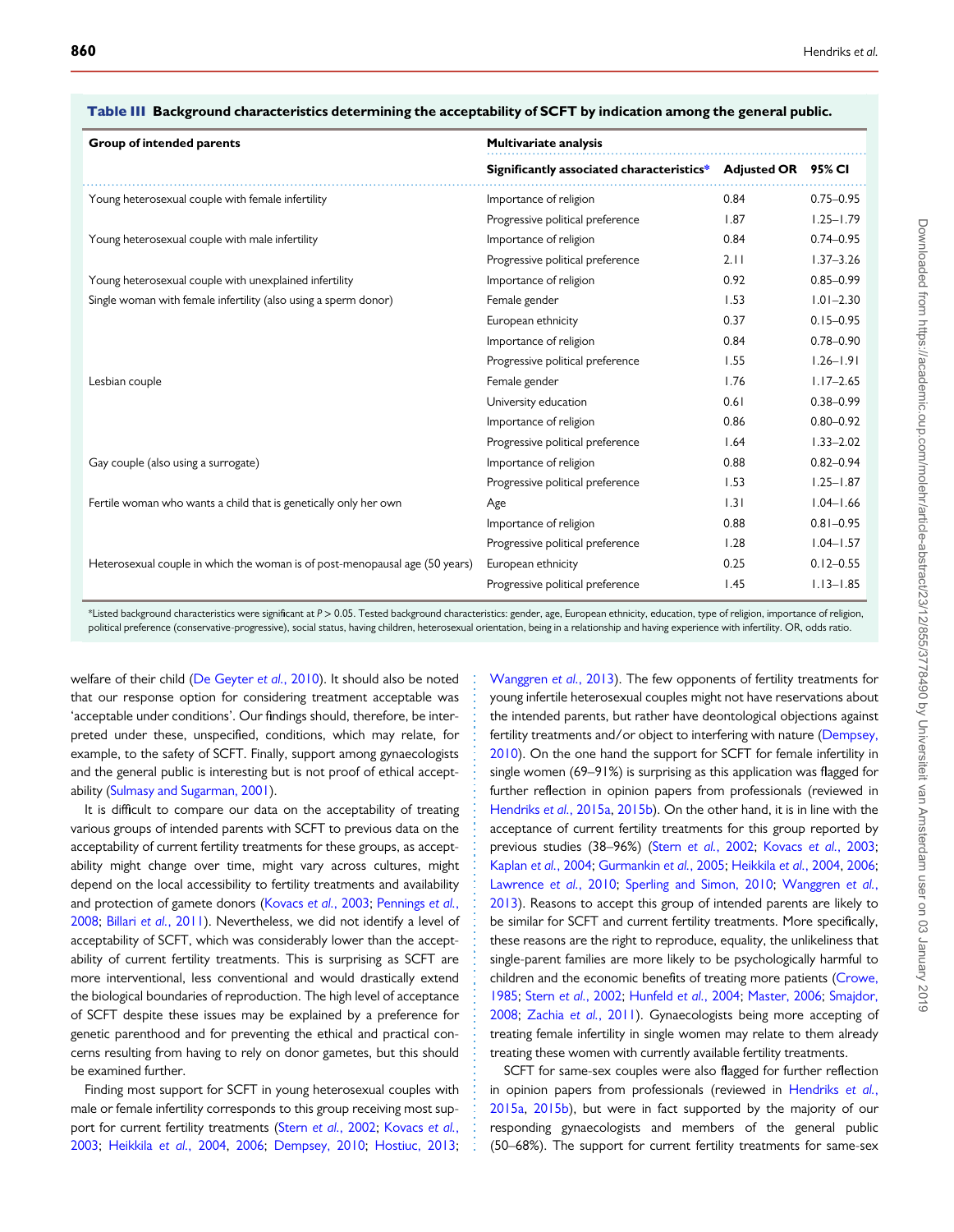**Table III** Background characteristics determining the acceptability of SCFT by indication among the general public.

| Group of intended parents | Multivariate analysis | | |
|---|---|---|---|
| | Significantly associated characteristics* | Adjusted OR | 95% CI |
| Young heterosexual couple with female infertility | Importance of religion | 0.84 | 0.75–0.95 |
| | Progressive political preference | 1.87 | 1.25–1.79 |
| Young heterosexual couple with male infertility | Importance of religion | 0.84 | 0.74–0.95 |
| | Progressive political preference | 2.11 | 1.37–3.26 |
| Young heterosexual couple with unexplained infertility | Importance of religion | 0.92 | 0.85–0.99 |
| Single woman with female infertility (also using a sperm donor) | Female gender | 1.53 | 1.01–2.30 |
| | European ethnicity | 0.37 | 0.15–0.95 |
| | Importance of religion | 0.84 | 0.78–0.90 |
| | Progressive political preference | 1.55 | 1.26–1.91 |
| Lesbian couple | Female gender | 1.76 | 1.17–2.65 |
| | University education | 0.61 | 0.38–0.99 |
| | Importance of religion | 0.86 | 0.80–0.92 |
| | Progressive political preference | 1.64 | 1.33–2.02 |
| Gay couple (also using a surrogate) | Importance of religion | 0.88 | 0.82–0.94 |
| | Progressive political preference | 1.53 | 1.25–1.87 |
| Fertile woman who wants a child that is genetically only her own | Age | 1.31 | 1.04–1.66 |
| | Importance of religion | 0.88 | 0.81–0.95 |
| | Progressive political preference | 1.28 | 1.04–1.57 |
| Heterosexual couple in which the woman is of post-menopausal age (50 years) | European ethnicity | 0.25 | 0.12–0.55 |
| | Progressive political preference | 1.45 | 1.13–1.85 |

*Listed background characteristics were significant at $P > 0.05$. Tested background characteristics: gender, age, European ethnicity, education, type of religion, importance of religion, political preference (conservative-progressive), social status, having children, heterosexual orientation, being in a relationship and having experience with infertility. OR, odds ratio.

welfare of their child (De Geyter *et al.*, 2010). It should also be noted that our response option for considering treatment acceptable was 'acceptable under conditions'. Our findings should, therefore, be interpreted under these, unspecified, conditions, which may relate, for example, to the safety of SCFT. Finally, support among gynaecologists and the general public is interesting but is not proof of ethical acceptability (Sulmasy and Sugarman, 2001).

It is difficult to compare our data on the acceptability of treating various groups of intended parents with SCFT to previous data on the acceptability of current fertility treatments for these groups, as acceptability might change over time, might vary across cultures, might depend on the local accessibility to fertility treatments and availability and protection of gamete donors (Kovacs *et al.*, 2003; Pennings *et al.*, 2008; Billari *et al.*, 2011). Nevertheless, we did not identify a level of acceptability of SCFT, which was considerably lower than the acceptability of current fertility treatments. This is surprising as SCFT are more interventional, less conventional and would drastically extend the biological boundaries of reproduction. The high level of acceptance of SCFT despite these issues may be explained by a preference for genetic parenthood and for preventing the ethical and practical concerns resulting from having to rely on donor gametes, but this should be examined further.

Finding most support for SCFT in young heterosexual couples with male or female infertility corresponds to this group receiving most support for current fertility treatments (Stern *et al.*, 2002; Kovacs *et al.*, 2003; Heikkila *et al.*, 2004, 2006; Dempsey, 2010; Hostiuc, 2013; Wanggren *et al.*, 2013). The few opponents of fertility treatments for young infertile heterosexual couples might not have reservations about the intended parents, but rather have deontological objections against fertility treatments and/or object to interfering with nature (Dempsey, 2010). On the one hand the support for SCFT for female infertility in single women (69–91%) is surprising as this application was flagged for further reflection in opinion papers from professionals (reviewed in Hendriks *et al.*, 2015a, 2015b). On the other hand, it is in line with the acceptance of current fertility treatments for this group reported by previous studies (38–96%) (Stern *et al.*, 2002; Kovacs *et al.*, 2003; Kaplan *et al.*, 2004; Gurmankin *et al.*, 2005; Heikkila *et al.*, 2004, 2006; Lawrence *et al.*, 2010; Sperling and Simon, 2010; Wanggren *et al.*, 2013). Reasons to accept this group of intended parents are likely to be similar for SCFT and current fertility treatments. More specifically, these reasons are the right to reproduce, equality, the unlikeliness that single-parent families are more likely to be psychologically harmful to children and the economic benefits of treating more patients (Crowe, 1985; Stern *et al.*, 2002; Hunfeld *et al.*, 2004; Master, 2006; Smajdor, 2008; Zachia *et al.*, 2011). Gynaecologists being more accepting of treating female infertility in single women may relate to them already treating these women with currently available fertility treatments.

SCFT for same-sex couples were also flagged for further reflection in opinion papers from professionals (reviewed in Hendriks *et al.*, 2015a, 2015b), but were in fact supported by the majority of our responding gynaecologists and members of the general public (50–68%). The support for current fertility treatments for same-sex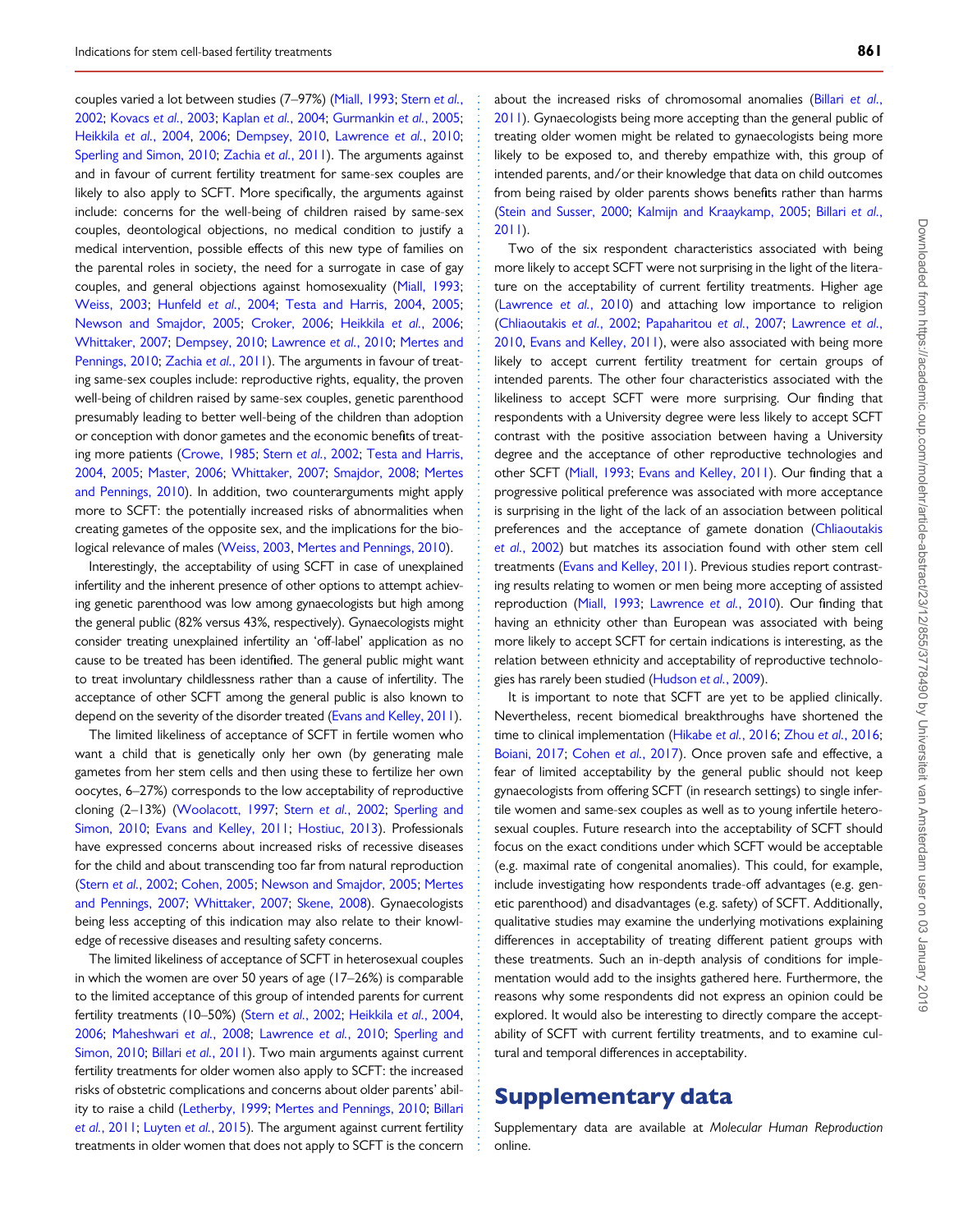couples varied a lot between studies (7–97%) (Miall, 1993; Stern *et al.*, 2002; Kovacs *et al.*, 2003; Kaplan *et al.*, 2004; Gurmankin *et al.*, 2005; Heikkila *et al.*, 2004, 2006; Dempsey, 2010, Lawrence *et al.*, 2010; Sperling and Simon, 2010; Zachia *et al.*, 2011). The arguments against and in favour of current fertility treatment for same-sex couples are likely to also apply to SCFT. More specifically, the arguments against include: concerns for the well-being of children raised by same-sex couples, deontological objections, no medical condition to justify a medical intervention, possible effects of this new type of families on the parental roles in society, the need for a surrogate in case of gay couples, and general objections against homosexuality (Miall, 1993; Weiss, 2003; Hunfeld *et al.*, 2004; Testa and Harris, 2004, 2005; Newson and Smajdor, 2005; Croker, 2006; Heikkila *et al.*, 2006; Whittaker, 2007; Dempsey, 2010; Lawrence *et al.*, 2010; Mertes and Pennings, 2010; Zachia *et al.*, 2011). The arguments in favour of treating same-sex couples include: reproductive rights, equality, the proven well-being of children raised by same-sex couples, genetic parenthood presumably leading to better well-being of the children than adoption or conception with donor gametes and the economic benefits of treating more patients (Crowe, 1985; Stern *et al.*, 2002; Testa and Harris, 2004, 2005; Master, 2006; Whittaker, 2007; Smajdor, 2008; Mertes and Pennings, 2010). In addition, two counterarguments might apply more to SCFT: the potentially increased risks of abnormalities when creating gametes of the opposite sex, and the implications for the biological relevance of males (Weiss, 2003, Mertes and Pennings, 2010).

Interestingly, the acceptability of using SCFT in case of unexplained infertility and the inherent presence of other options to attempt achieving genetic parenthood was low among gynaecologists but high among the general public (82% versus 43%, respectively). Gynaecologists might consider treating unexplained infertility an 'off-label' application as no cause to be treated has been identified. The general public might want to treat involuntary childlessness rather than a cause of infertility. The acceptance of other SCFT among the general public is also known to depend on the severity of the disorder treated (Evans and Kelley, 2011).

The limited likeliness of acceptance of SCFT in fertile women who want a child that is genetically only her own (by generating male gametes from her stem cells and then using these to fertilize her own oocytes, 6–27%) corresponds to the low acceptability of reproductive cloning (2–13%) (Woolacott, 1997; Stern *et al.*, 2002; Sperling and Simon, 2010; Evans and Kelley, 2011; Hostiuc, 2013). Professionals have expressed concerns about increased risks of recessive diseases for the child and about transcending too far from natural reproduction (Stern *et al.*, 2002; Cohen, 2005; Newson and Smajdor, 2005; Mertes and Pennings, 2007; Whittaker, 2007; Skene, 2008). Gynaecologists being less accepting of this indication may also relate to their knowledge of recessive diseases and resulting safety concerns.

The limited likeliness of acceptance of SCFT in heterosexual couples in which the women are over 50 years of age (17–26%) is comparable to the limited acceptance of this group of intended parents for current fertility treatments (10–50%) (Stern *et al.*, 2002; Heikkila *et al.*, 2004, 2006; Maheshwari *et al.*, 2008; Lawrence *et al.*, 2010; Sperling and Simon, 2010; Billari *et al.*, 2011). Two main arguments against current fertility treatments for older women also apply to SCFT: the increased risks of obstetric complications and concerns about older parents' ability to raise a child (Letherby, 1999; Mertes and Pennings, 2010; Billari *et al.*, 2011; Luyten *et al.*, 2015). The argument against current fertility treatments in older women that does not apply to SCFT is the concern about the increased risks of chromosomal anomalies (Billari *et al.*, 2011). Gynaecologists being more accepting than the general public of treating older women might be related to gynaecologists being more likely to be exposed to, and thereby empathize with, this group of intended parents, and/or their knowledge that data on child outcomes from being raised by older parents shows benefits rather than harms (Stein and Susser, 2000; Kalmijn and Kraaykamp, 2005; Billari *et al.*, 2011).

Two of the six respondent characteristics associated with being more likely to accept SCFT were not surprising in the light of the literature on the acceptability of current fertility treatments. Higher age (Lawrence *et al.*, 2010) and attaching low importance to religion (Chliaoutakis *et al.*, 2002; Papaharitou *et al.*, 2007; Lawrence *et al.*, 2010, Evans and Kelley, 2011), were also associated with being more likely to accept current fertility treatment for certain groups of intended parents. The other four characteristics associated with the likeliness to accept SCFT were more surprising. Our finding that respondents with a University degree were less likely to accept SCFT contrast with the positive association between having a University degree and the acceptance of other reproductive technologies and other SCFT (Miall, 1993; Evans and Kelley, 2011). Our finding that a progressive political preference was associated with more acceptance is surprising in the light of the lack of an association between political preferences and the acceptance of gamete donation (Chliaoutakis *et al.*, 2002) but matches its association found with other stem cell treatments (Evans and Kelley, 2011). Previous studies report contrasting results relating to women or men being more accepting of assisted reproduction (Miall, 1993; Lawrence *et al.*, 2010). Our finding that having an ethnicity other than European was associated with being more likely to accept SCFT for certain indications is interesting, as the relation between ethnicity and acceptability of reproductive technologies has rarely been studied (Hudson *et al.*, 2009).

It is important to note that SCFT are yet to be applied clinically. Nevertheless, recent biomedical breakthroughs have shortened the time to clinical implementation (Hikabe *et al.*, 2016; Zhou *et al.*, 2016; Boiani, 2017; Cohen *et al.*, 2017). Once proven safe and effective, a fear of limited acceptability by the general public should not keep gynaecologists from offering SCFT (in research settings) to single infertile women and same-sex couples as well as to young infertile heterosexual couples. Future research into the acceptability of SCFT should focus on the exact conditions under which SCFT would be acceptable (e.g. maximal rate of congenital anomalies). This could, for example, include investigating how respondents trade-off advantages (e.g. genetic parenthood) and disadvantages (e.g. safety) of SCFT. Additionally, qualitative studies may examine the underlying motivations explaining differences in acceptability of treating different patient groups with these treatments. Such an in-depth analysis of conditions for implementation would add to the insights gathered here. Furthermore, the reasons why some respondents did not express an opinion could be explored. It would also be interesting to directly compare the acceptability of SCFT with current fertility treatments, and to examine cultural and temporal differences in acceptability.

# Supplementary data

Supplementary data are available at *Molecular Human Reproduction* online.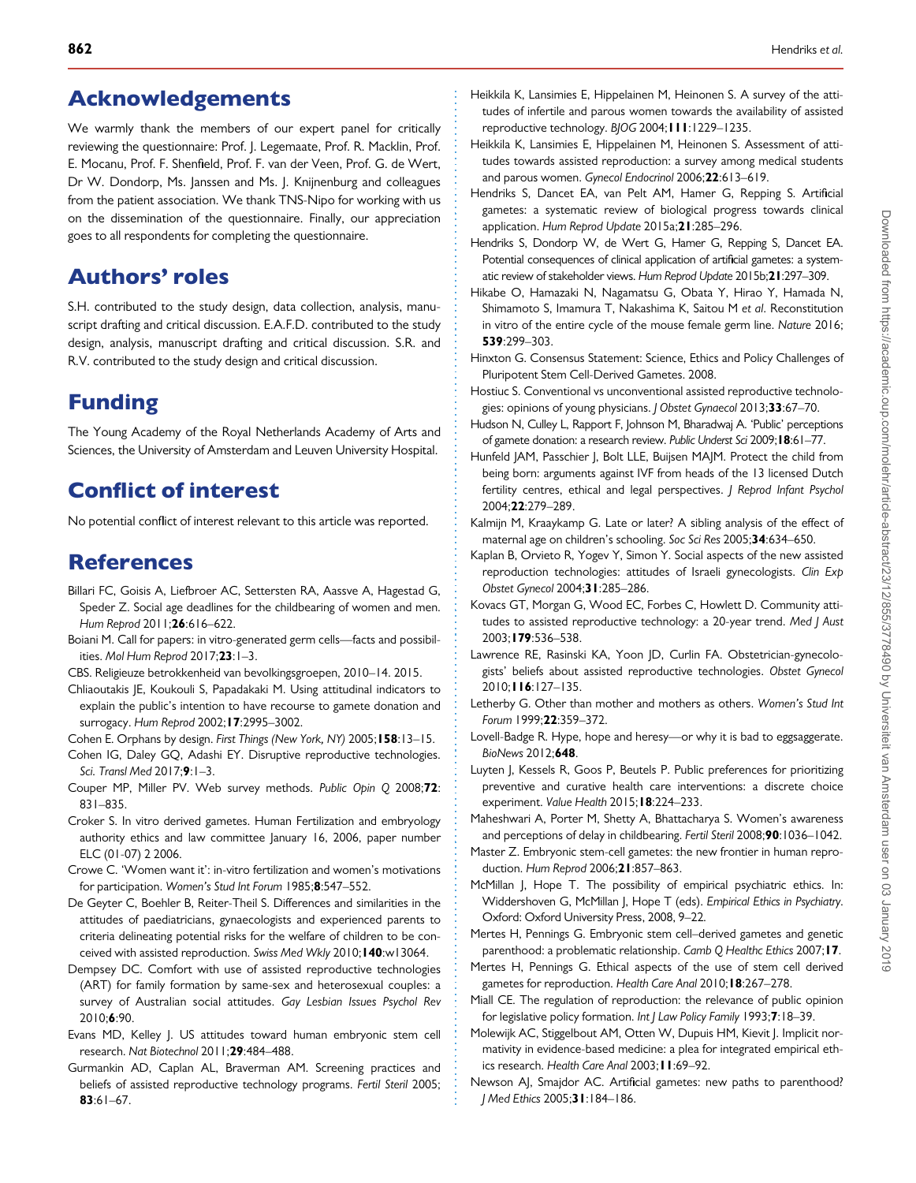## Acknowledgements

We warmly thank the members of our expert panel for critically reviewing the questionnaire: Prof. J. Legemaate, Prof. R. Macklin, Prof. E. Mocanu, Prof. F. Shenfield, Prof. F. van der Veen, Prof. G. de Wert, Dr W. Dondorp, Ms. Janssen and Ms. J. Knijnenburg and colleagues from the patient association. We thank TNS-Nipo for working with us on the dissemination of the questionnaire. Finally, our appreciation goes to all respondents for completing the questionnaire.

## Authors' roles

S.H. contributed to the study design, data collection, analysis, manuscript drafting and critical discussion. E.A.F.D. contributed to the study design, analysis, manuscript drafting and critical discussion. S.R. and R.V. contributed to the study design and critical discussion.

## Funding

The Young Academy of the Royal Netherlands Academy of Arts and Sciences, the University of Amsterdam and Leuven University Hospital.

## Conflict of interest

No potential conflict of interest relevant to this article was reported.

## References

Billari FC, Goisis A, Liefbroer AC, Settersten RA, Aassve A, Hagestad G, Speder Z. Social age deadlines for the childbearing of women and men. *Hum Reprod* 2011;**26**:616–622.

Boiani M. Call for papers: in vitro-generated germ cells—facts and possibilities. *Mol Hum Reprod* 2017;**23**:1–3.

CBS. Religieuze betrokkenheid van bevolkingsgroepen, 2010–14. 2015.

Chliaoutakis JE, Koukouli S, Papadakaki M. Using attitudinal indicators to explain the public's intention to have recourse to gamete donation and surrogacy. *Hum Reprod* 2002;**17**:2995–3002.

Cohen E. Orphans by design. *First Things (New York, NY)* 2005;**158**:13–15.

Cohen IG, Daley GQ, Adashi EY. Disruptive reproductive technologies. *Sci. Transl Med* 2017;**9**:1–3.

Couper MP, Miller PV. Web survey methods. *Public Opin Q* 2008;**72**: 831–835.

Croker S. In vitro derived gametes. Human Fertilization and embryology authority ethics and law committee January 16, 2006, paper number ELC (01-07) 2 2006.

Crowe C. 'Women want it': in-vitro fertilization and women's motivations for participation. *Women's Stud Int Forum* 1985;**8**:547–552.

De Geyter C, Boehler B, Reiter-Theil S. Differences and similarities in the attitudes of paediatricians, gynaecologists and experienced parents to criteria delineating potential risks for the welfare of children to be conceived with assisted reproduction. *Swiss Med Wkly* 2010;**140**:w13064.

Dempsey DC. Comfort with use of assisted reproductive technologies (ART) for family formation by same-sex and heterosexual couples: a survey of Australian social attitudes. *Gay Lesbian Issues Psychol Rev* 2010;**6**:90.

Evans MD, Kelley J. US attitudes toward human embryonic stem cell research. *Nat Biotechnol* 2011;**29**:484–488.

Gurmankin AD, Caplan AL, Braverman AM. Screening practices and beliefs of assisted reproductive technology programs. *Fertil Steril* 2005; **83**:61–67.

Heikkila K, Lansimies E, Hippelainen M, Heinonen S. A survey of the attitudes of infertile and parous women towards the availability of assisted reproductive technology. *BJOG* 2004;**111**:1229–1235.

Heikkila K, Lansimies E, Hippelainen M, Heinonen S. Assessment of attitudes towards assisted reproduction: a survey among medical students and parous women. *Gynecol Endocrinol* 2006;**22**:613–619.

Hendriks S, Dancet EA, van Pelt AM, Hamer G, Repping S. Artificial gametes: a systematic review of biological progress towards clinical application. *Hum Reprod Update* 2015a;**21**:285–296.

Hendriks S, Dondorp W, de Wert G, Hamer G, Repping S, Dancet EA. Potential consequences of clinical application of artificial gametes: a systematic review of stakeholder views. *Hum Reprod Update* 2015b;**21**:297–309.

Hikabe O, Hamazaki N, Nagamatsu G, Obata Y, Hirao Y, Hamada N, Shimamoto S, Imamura T, Nakashima K, Saitou M *et al.* Reconstitution in vitro of the entire cycle of the mouse female germ line. *Nature* 2016; **539**:299–303.

Hinxton G. Consensus Statement: Science, Ethics and Policy Challenges of Pluripotent Stem Cell-Derived Gametes. 2008.

Hostiuc S. Conventional vs unconventional assisted reproductive technologies: opinions of young physicians. *J Obstet Gynaecol* 2013;**33**:67–70.

Hudson N, Culley L, Rapport F, Johnson M, Bharadwaj A. 'Public' perceptions of gamete donation: a research review. *Public Underst Sci* 2009;**18**:61–77.

Hunfeld JAM, Passchier J, Bolt LLE, Buijsen MAJM. Protect the child from being born: arguments against IVF from heads of the 13 licensed Dutch fertility centres, ethical and legal perspectives. *J Reprod Infant Psychol* 2004;**22**:279–289.

Kalmijn M, Kraaykamp G. Late or later? A sibling analysis of the effect of maternal age on children's schooling. *Soc Sci Res* 2005;**34**:634–650.

Kaplan B, Orvieto R, Yogev Y, Simon Y. Social aspects of the new assisted reproduction technologies: attitudes of Israeli gynecologists. *Clin Exp Obstet Gynecol* 2004;**31**:285–286.

Kovacs GT, Morgan G, Wood EC, Forbes C, Howlett D. Community attitudes to assisted reproductive technology: a 20-year trend. *Med J Aust* 2003;**179**:536–538.

Lawrence RE, Rasinski KA, Yoon JD, Curlin FA. Obstetrician-gynecologists' beliefs about assisted reproductive technologies. *Obstet Gynecol* 2010;**116**:127–135.

Letherby G. Other than mother and mothers as others. *Women's Stud Int Forum* 1999;**22**:359–372.

Lovell-Badge R. Hype, hope and heresy—or why it is bad to eggsaggerate. *BioNews* 2012;**648**.

Luyten J, Kessels R, Goos P, Beutels P. Public preferences for prioritizing preventive and curative health care interventions: a discrete choice experiment. *Value Health* 2015;**18**:224–233.

Maheshwari A, Porter M, Shetty A, Bhattacharya S. Women's awareness and perceptions of delay in childbearing. *Fertil Steril* 2008;**90**:1036–1042.

Master Z. Embryonic stem-cell gametes: the new frontier in human reproduction. *Hum Reprod* 2006;**21**:857–863.

McMillan J, Hope T. The possibility of empirical psychiatric ethics. In: Widdershoven G, McMillan J, Hope T (eds). *Empirical Ethics in Psychiatry*. Oxford: Oxford University Press, 2008, 9–22.

Mertes H, Pennings G. Embryonic stem cell–derived gametes and genetic parenthood: a problematic relationship. *Camb Q Healthc Ethics* 2007;**17**.

Mertes H, Pennings G. Ethical aspects of the use of stem cell derived gametes for reproduction. *Health Care Anal* 2010;**18**:267–278.

Miall CE. The regulation of reproduction: the relevance of public opinion for legislative policy formation. *Int J Law Policy Family* 1993;**7**:18–39.

Molewijk AC, Stiggelbout AM, Otten W, Dupuis HM, Kievit J. Implicit normativity in evidence-based medicine: a plea for integrated empirical ethics research. *Health Care Anal* 2003;**11**:69–92.

Newson AJ, Smajdor AC. Artificial gametes: new paths to parenthood? *J Med Ethics* 2005;**31**:184–186.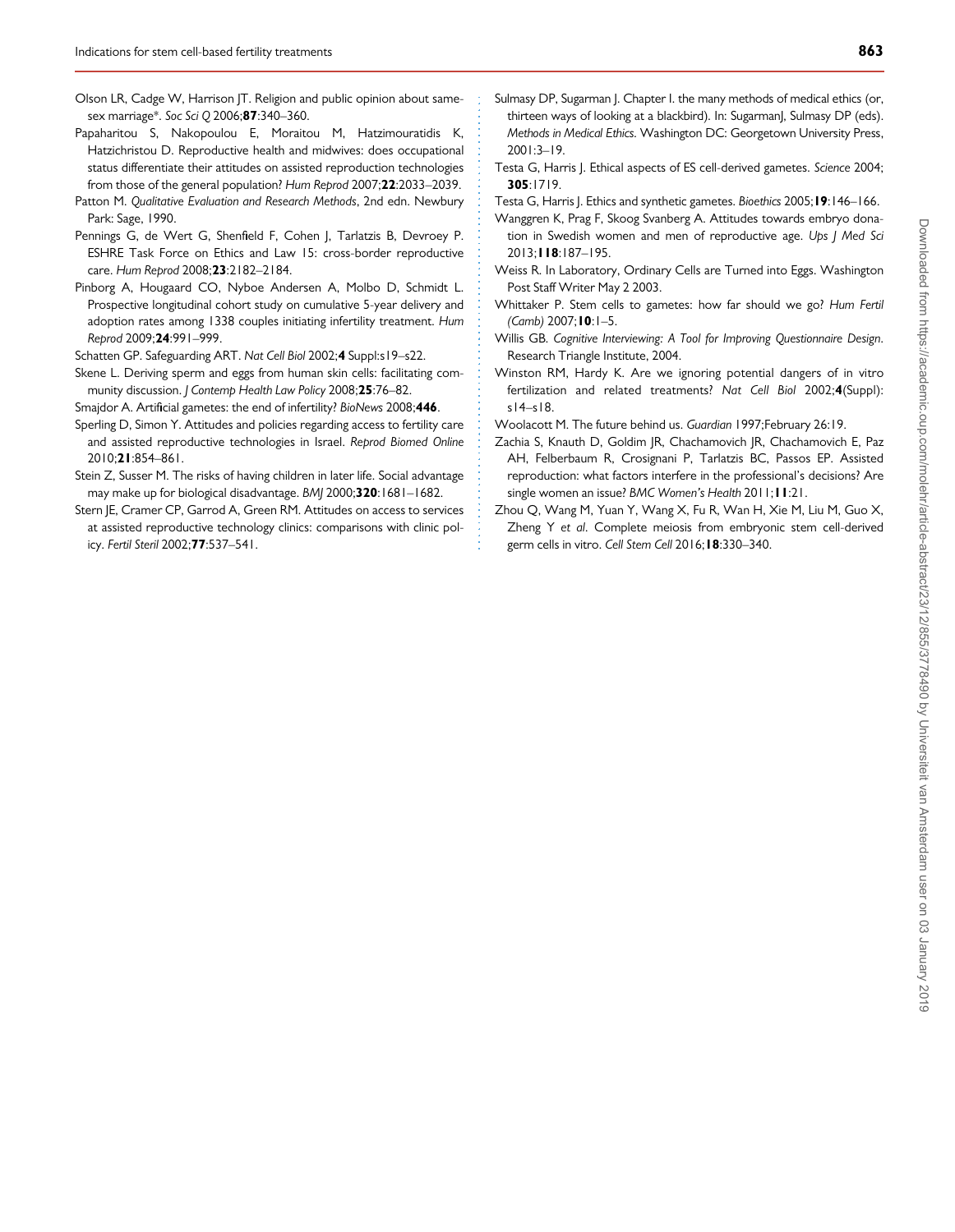Olson LR, Cadge W, Harrison JT. Religion and public opinion about same-sex marriage*. *Soc Sci Q* 2006;**87**:340–360.

Papaharitou S, Nakopoulou E, Moraitou M, Hatzimouratidis K, Hatzichristou D. Reproductive health and midwives: does occupational status differentiate their attitudes on assisted reproduction technologies from those of the general population? *Hum Reprod* 2007;**22**:2033–2039.

Patton M. *Qualitative Evaluation and Research Methods*, 2nd edn. Newbury Park: Sage, 1990.

Pennings G, de Wert G, Shenfield F, Cohen J, Tarlatzis B, Devroey P. ESHRE Task Force on Ethics and Law 15: cross-border reproductive care. *Hum Reprod* 2008;**23**:2182–2184.

Pinborg A, Hougaard CO, Nyboe Andersen A, Molbo D, Schmidt L. Prospective longitudinal cohort study on cumulative 5-year delivery and adoption rates among 1338 couples initiating infertility treatment. *Hum Reprod* 2009;**24**:991–999.

Schatten GP. Safeguarding ART. *Nat Cell Biol* 2002;**4** Suppl:s19–s22.

Skene L. Deriving sperm and eggs from human skin cells: facilitating community discussion. *J Contemp Health Law Policy* 2008;**25**:76–82.

Smajdor A. Artificial gametes: the end of infertility? *BioNews* 2008;**446**.

Sperling D, Simon Y. Attitudes and policies regarding access to fertility care and assisted reproductive technologies in Israel. *Reprod Biomed Online* 2010;**21**:854–861.

Stein Z, Susser M. The risks of having children in later life. Social advantage may make up for biological disadvantage. *BMJ* 2000;**320**:1681–1682.

Stern JE, Cramer CP, Garrod A, Green RM. Attitudes on access to services at assisted reproductive technology clinics: comparisons with clinic policy. *Fertil Steril* 2002;**77**:537–541.

Sulmasy DP, Sugarman J. Chapter I. the many methods of medical ethics (or, thirteen ways of looking at a blackbird). In: SugarmanJ, Sulmasy DP (eds). *Methods in Medical Ethics*. Washington DC: Georgetown University Press, 2001:3–19.

Testa G, Harris J. Ethical aspects of ES cell-derived gametes. *Science* 2004; **305**:1719.

Testa G, Harris J. Ethics and synthetic gametes. *Bioethics* 2005;**19**:146–166.

Wanggren K, Prag F, Skoog Svanberg A. Attitudes towards embryo donation in Swedish women and men of reproductive age. *Ups J Med Sci* 2013;**118**:187–195.

Weiss R. In Laboratory, Ordinary Cells are Turned into Eggs. Washington Post Staff Writer May 2 2003.

Whittaker P. Stem cells to gametes: how far should we go? *Hum Fertil (Camb)* 2007;**10**:1–5.

Willis GB. *Cognitive Interviewing: A Tool for Improving Questionnaire Design*. Research Triangle Institute, 2004.

Winston RM, Hardy K. Are we ignoring potential dangers of in vitro fertilization and related treatments? *Nat Cell Biol* 2002;**4**(Suppl): s14–s18.

Woolacott M. The future behind us. *Guardian* 1997;February 26:19.

Zachia S, Knauth D, Goldim JR, Chachamovich JR, Chachamovich E, Paz AH, Felberbaum R, Crosignani P, Tarlatzis BC, Passos EP. Assisted reproduction: what factors interfere in the professional's decisions? Are single women an issue? *BMC Women's Health* 2011;**11**:21.

Zhou Q, Wang M, Yuan Y, Wang X, Fu R, Wan H, Xie M, Liu M, Guo X, Zheng Y *et al*. Complete meiosis from embryonic stem cell-derived germ cells in vitro. *Cell Stem Cell* 2016;**18**:330–340.